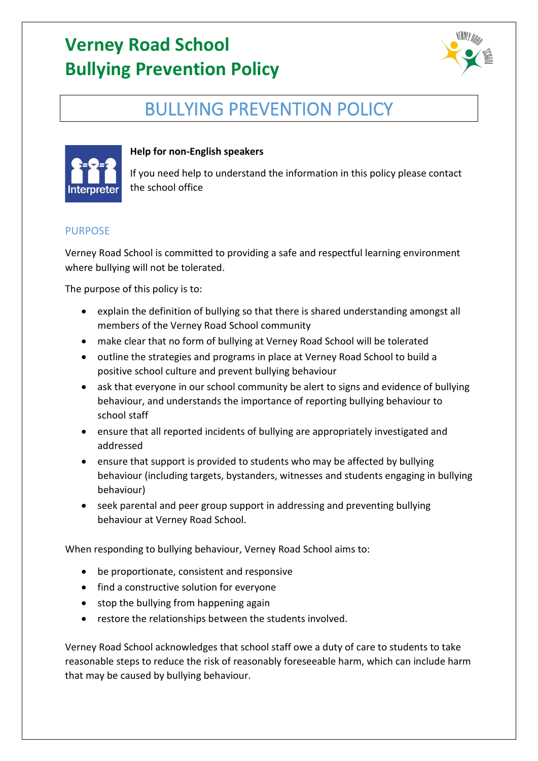# Verney Road School
# Bullying Prevention Policy

## BULLYING PREVENTION POLICY

**Help for non-English speakers**

If you need help to understand the information in this policy please contact the school office

### PURPOSE

Verney Road School is committed to providing a safe and respectful learning environment where bullying will not be tolerated.

The purpose of this policy is to:

- explain the definition of bullying so that there is shared understanding amongst all members of the Verney Road School community
- make clear that no form of bullying at Verney Road School will be tolerated
- outline the strategies and programs in place at Verney Road School to build a positive school culture and prevent bullying behaviour
- ask that everyone in our school community be alert to signs and evidence of bullying behaviour, and understands the importance of reporting bullying behaviour to school staff
- ensure that all reported incidents of bullying are appropriately investigated and addressed
- ensure that support is provided to students who may be affected by bullying behaviour (including targets, bystanders, witnesses and students engaging in bullying behaviour)
- seek parental and peer group support in addressing and preventing bullying behaviour at Verney Road School.

When responding to bullying behaviour, Verney Road School aims to:

- be proportionate, consistent and responsive
- find a constructive solution for everyone
- stop the bullying from happening again
- restore the relationships between the students involved.

Verney Road School acknowledges that school staff owe a duty of care to students to take reasonable steps to reduce the risk of reasonably foreseeable harm, which can include harm that may be caused by bullying behaviour.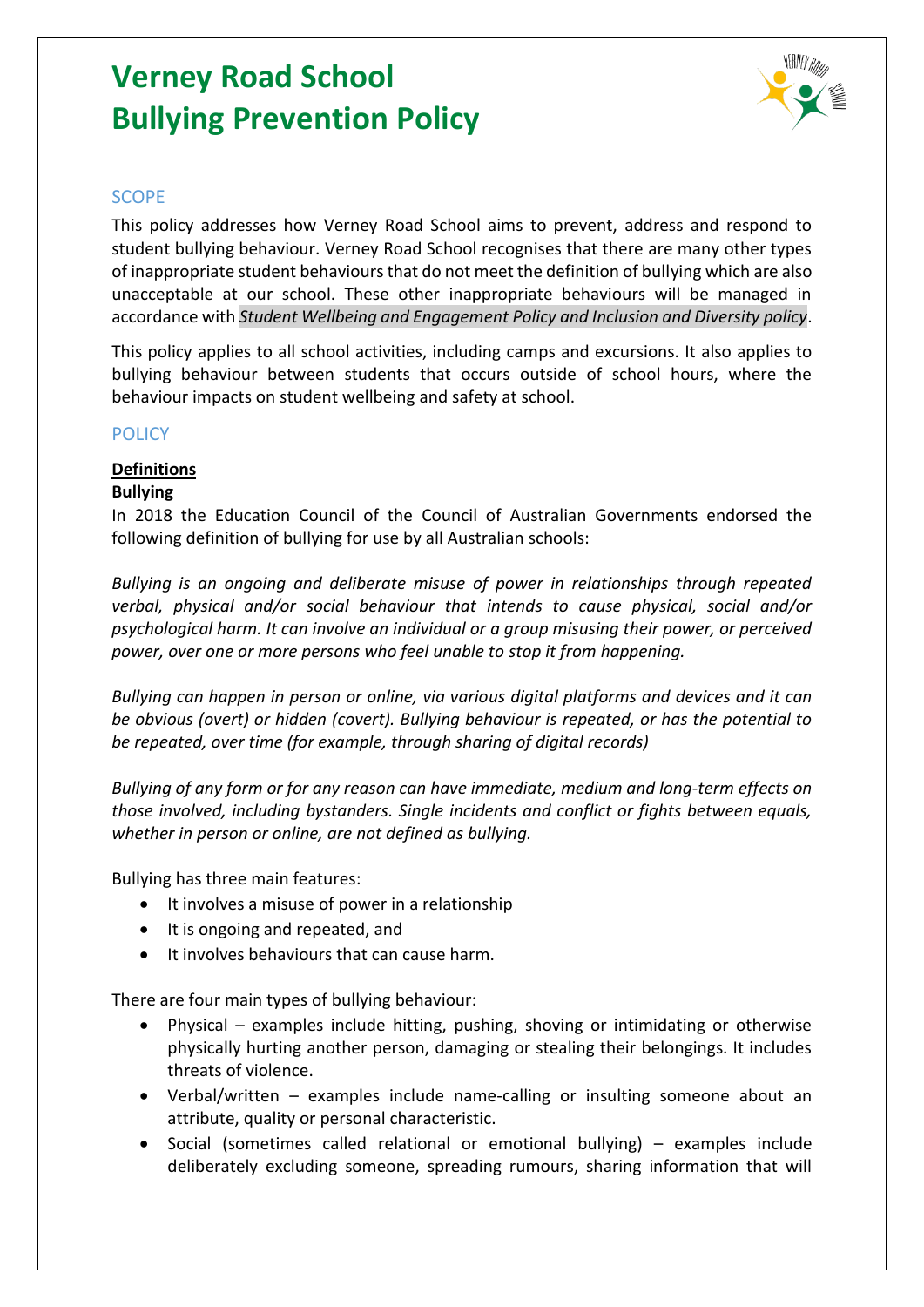# Verney Road School
# Bullying Prevention Policy

## SCOPE

This policy addresses how Verney Road School aims to prevent, address and respond to student bullying behaviour. Verney Road School recognises that there are many other types of inappropriate student behaviours that do not meet the definition of bullying which are also unacceptable at our school. These other inappropriate behaviours will be managed in accordance with *Student Wellbeing and Engagement Policy and Inclusion and Diversity policy*.

This policy applies to all school activities, including camps and excursions. It also applies to bullying behaviour between students that occurs outside of school hours, where the behaviour impacts on student wellbeing and safety at school.

## POLICY

### Definitions

**Bullying**

In 2018 the Education Council of the Council of Australian Governments endorsed the following definition of bullying for use by all Australian schools:

*Bullying is an ongoing and deliberate misuse of power in relationships through repeated verbal, physical and/or social behaviour that intends to cause physical, social and/or psychological harm. It can involve an individual or a group misusing their power, or perceived power, over one or more persons who feel unable to stop it from happening.*

*Bullying can happen in person or online, via various digital platforms and devices and it can be obvious (overt) or hidden (covert). Bullying behaviour is repeated, or has the potential to be repeated, over time (for example, through sharing of digital records)*

*Bullying of any form or for any reason can have immediate, medium and long-term effects on those involved, including bystanders. Single incidents and conflict or fights between equals, whether in person or online, are not defined as bullying.*

Bullying has three main features:

- It involves a misuse of power in a relationship
- It is ongoing and repeated, and
- It involves behaviours that can cause harm.

There are four main types of bullying behaviour:

- Physical – examples include hitting, pushing, shoving or intimidating or otherwise physically hurting another person, damaging or stealing their belongings. It includes threats of violence.
- Verbal/written – examples include name-calling or insulting someone about an attribute, quality or personal characteristic.
- Social (sometimes called relational or emotional bullying) – examples include deliberately excluding someone, spreading rumours, sharing information that will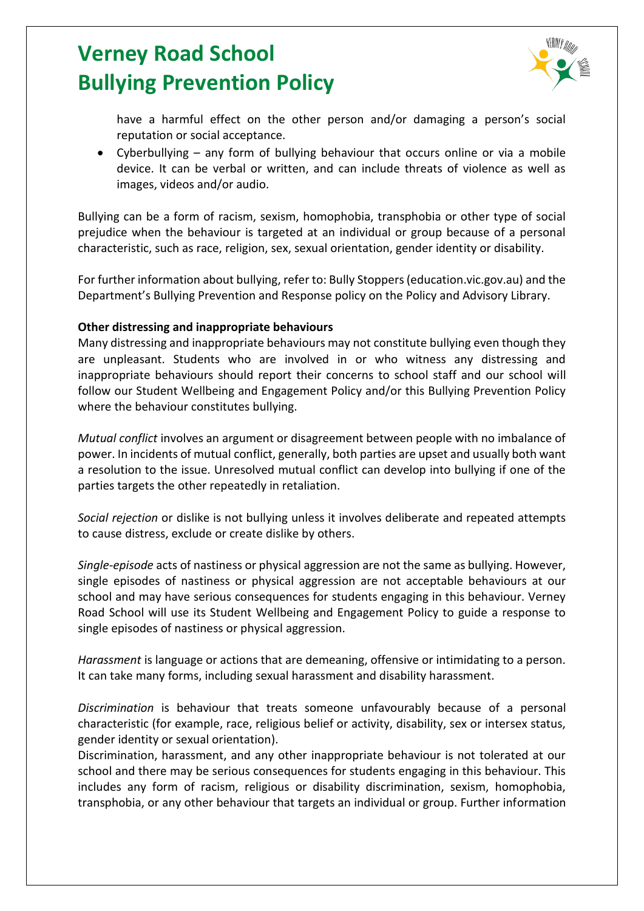have a harmful effect on the other person and/or damaging a person's social reputation or social acceptance.

- Cyberbullying – any form of bullying behaviour that occurs online or via a mobile device. It can be verbal or written, and can include threats of violence as well as images, videos and/or audio.

Bullying can be a form of racism, sexism, homophobia, transphobia or other type of social prejudice when the behaviour is targeted at an individual or group because of a personal characteristic, such as race, religion, sex, sexual orientation, gender identity or disability.

For further information about bullying, refer to: Bully Stoppers (education.vic.gov.au) and the Department's Bullying Prevention and Response policy on the Policy and Advisory Library.

**Other distressing and inappropriate behaviours**

Many distressing and inappropriate behaviours may not constitute bullying even though they are unpleasant. Students who are involved in or who witness any distressing and inappropriate behaviours should report their concerns to school staff and our school will follow our Student Wellbeing and Engagement Policy and/or this Bullying Prevention Policy where the behaviour constitutes bullying.

*Mutual conflict* involves an argument or disagreement between people with no imbalance of power. In incidents of mutual conflict, generally, both parties are upset and usually both want a resolution to the issue. Unresolved mutual conflict can develop into bullying if one of the parties targets the other repeatedly in retaliation.

*Social rejection* or dislike is not bullying unless it involves deliberate and repeated attempts to cause distress, exclude or create dislike by others.

*Single-episode* acts of nastiness or physical aggression are not the same as bullying. However, single episodes of nastiness or physical aggression are not acceptable behaviours at our school and may have serious consequences for students engaging in this behaviour. Verney Road School will use its Student Wellbeing and Engagement Policy to guide a response to single episodes of nastiness or physical aggression.

*Harassment* is language or actions that are demeaning, offensive or intimidating to a person. It can take many forms, including sexual harassment and disability harassment.

*Discrimination* is behaviour that treats someone unfavourably because of a personal characteristic (for example, race, religious belief or activity, disability, sex or intersex status, gender identity or sexual orientation).

Discrimination, harassment, and any other inappropriate behaviour is not tolerated at our school and there may be serious consequences for students engaging in this behaviour. This includes any form of racism, religious or disability discrimination, sexism, homophobia, transphobia, or any other behaviour that targets an individual or group. Further information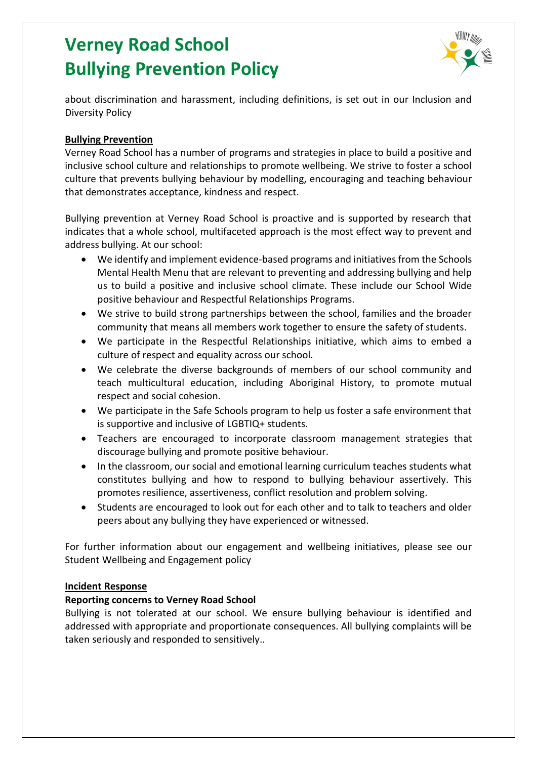about discrimination and harassment, including definitions, is set out in our Inclusion and Diversity Policy

**Bullying Prevention**

Verney Road School has a number of programs and strategies in place to build a positive and inclusive school culture and relationships to promote wellbeing. We strive to foster a school culture that prevents bullying behaviour by modelling, encouraging and teaching behaviour that demonstrates acceptance, kindness and respect.

Bullying prevention at Verney Road School is proactive and is supported by research that indicates that a whole school, multifaceted approach is the most effect way to prevent and address bullying. At our school:

- We identify and implement evidence-based programs and initiatives from the Schools Mental Health Menu that are relevant to preventing and addressing bullying and help us to build a positive and inclusive school climate. These include our School Wide positive behaviour and Respectful Relationships Programs.
- We strive to build strong partnerships between the school, families and the broader community that means all members work together to ensure the safety of students.
- We participate in the Respectful Relationships initiative, which aims to embed a culture of respect and equality across our school.
- We celebrate the diverse backgrounds of members of our school community and teach multicultural education, including Aboriginal History, to promote mutual respect and social cohesion.
- We participate in the Safe Schools program to help us foster a safe environment that is supportive and inclusive of LGBTIQ+ students.
- Teachers are encouraged to incorporate classroom management strategies that discourage bullying and promote positive behaviour.
- In the classroom, our social and emotional learning curriculum teaches students what constitutes bullying and how to respond to bullying behaviour assertively. This promotes resilience, assertiveness, conflict resolution and problem solving.
- Students are encouraged to look out for each other and to talk to teachers and older peers about any bullying they have experienced or witnessed.

For further information about our engagement and wellbeing initiatives, please see our Student Wellbeing and Engagement policy

**Incident Response**

**Reporting concerns to Verney Road School**

Bullying is not tolerated at our school. We ensure bullying behaviour is identified and addressed with appropriate and proportionate consequences. All bullying complaints will be taken seriously and responded to sensitively..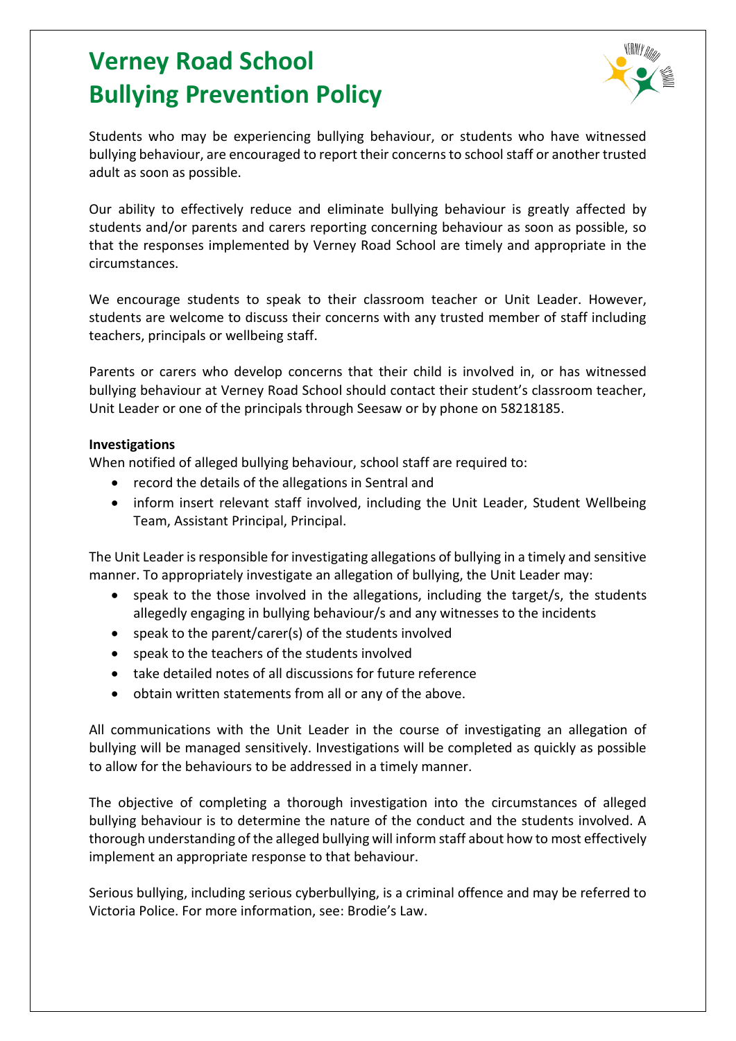# Verney Road School
# Bullying Prevention Policy

Students who may be experiencing bullying behaviour, or students who have witnessed bullying behaviour, are encouraged to report their concerns to school staff or another trusted adult as soon as possible.

Our ability to effectively reduce and eliminate bullying behaviour is greatly affected by students and/or parents and carers reporting concerning behaviour as soon as possible, so that the responses implemented by Verney Road School are timely and appropriate in the circumstances.

We encourage students to speak to their classroom teacher or Unit Leader. However, students are welcome to discuss their concerns with any trusted member of staff including teachers, principals or wellbeing staff.

Parents or carers who develop concerns that their child is involved in, or has witnessed bullying behaviour at Verney Road School should contact their student's classroom teacher, Unit Leader or one of the principals through Seesaw or by phone on 58218185.

**Investigations**

When notified of alleged bullying behaviour, school staff are required to:

- record the details of the allegations in Sentral and
- inform insert relevant staff involved, including the Unit Leader, Student Wellbeing Team, Assistant Principal, Principal.

The Unit Leader is responsible for investigating allegations of bullying in a timely and sensitive manner. To appropriately investigate an allegation of bullying, the Unit Leader may:

- speak to the those involved in the allegations, including the target/s, the students allegedly engaging in bullying behaviour/s and any witnesses to the incidents
- speak to the parent/carer(s) of the students involved
- speak to the teachers of the students involved
- take detailed notes of all discussions for future reference
- obtain written statements from all or any of the above.

All communications with the Unit Leader in the course of investigating an allegation of bullying will be managed sensitively. Investigations will be completed as quickly as possible to allow for the behaviours to be addressed in a timely manner.

The objective of completing a thorough investigation into the circumstances of alleged bullying behaviour is to determine the nature of the conduct and the students involved. A thorough understanding of the alleged bullying will inform staff about how to most effectively implement an appropriate response to that behaviour.

Serious bullying, including serious cyberbullying, is a criminal offence and may be referred to Victoria Police. For more information, see: Brodie's Law.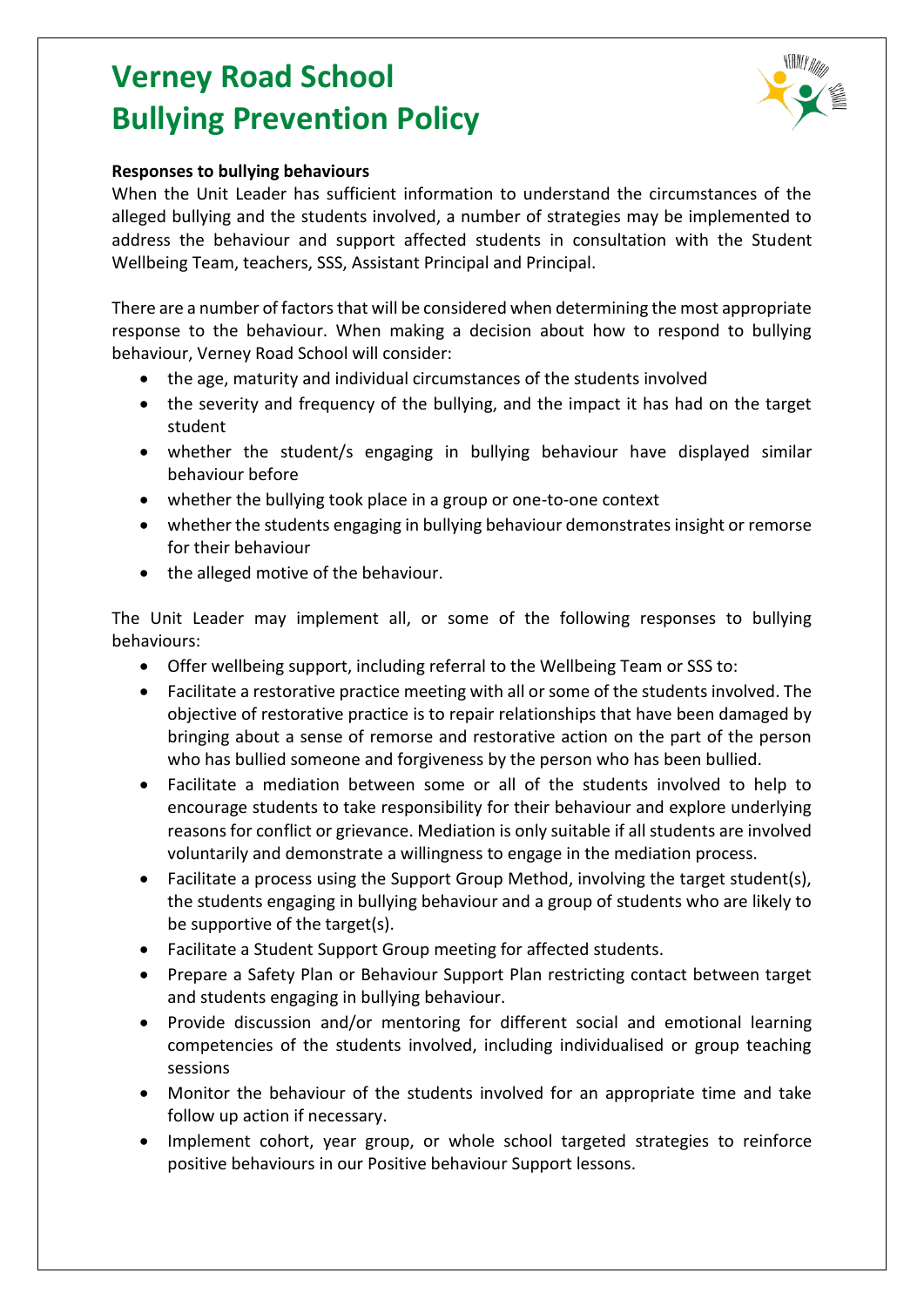# Verney Road School
# Bullying Prevention Policy

**Responses to bullying behaviours**

When the Unit Leader has sufficient information to understand the circumstances of the alleged bullying and the students involved, a number of strategies may be implemented to address the behaviour and support affected students in consultation with the Student Wellbeing Team, teachers, SSS, Assistant Principal and Principal.

There are a number of factors that will be considered when determining the most appropriate response to the behaviour. When making a decision about how to respond to bullying behaviour, Verney Road School will consider:

- the age, maturity and individual circumstances of the students involved
- the severity and frequency of the bullying, and the impact it has had on the target student
- whether the student/s engaging in bullying behaviour have displayed similar behaviour before
- whether the bullying took place in a group or one-to-one context
- whether the students engaging in bullying behaviour demonstrates insight or remorse for their behaviour
- the alleged motive of the behaviour.

The Unit Leader may implement all, or some of the following responses to bullying behaviours:

- Offer wellbeing support, including referral to the Wellbeing Team or SSS to:
- Facilitate a restorative practice meeting with all or some of the students involved. The objective of restorative practice is to repair relationships that have been damaged by bringing about a sense of remorse and restorative action on the part of the person who has bullied someone and forgiveness by the person who has been bullied.
- Facilitate a mediation between some or all of the students involved to help to encourage students to take responsibility for their behaviour and explore underlying reasons for conflict or grievance. Mediation is only suitable if all students are involved voluntarily and demonstrate a willingness to engage in the mediation process.
- Facilitate a process using the Support Group Method, involving the target student(s), the students engaging in bullying behaviour and a group of students who are likely to be supportive of the target(s).
- Facilitate a Student Support Group meeting for affected students.
- Prepare a Safety Plan or Behaviour Support Plan restricting contact between target and students engaging in bullying behaviour.
- Provide discussion and/or mentoring for different social and emotional learning competencies of the students involved, including individualised or group teaching sessions
- Monitor the behaviour of the students involved for an appropriate time and take follow up action if necessary.
- Implement cohort, year group, or whole school targeted strategies to reinforce positive behaviours in our Positive behaviour Support lessons.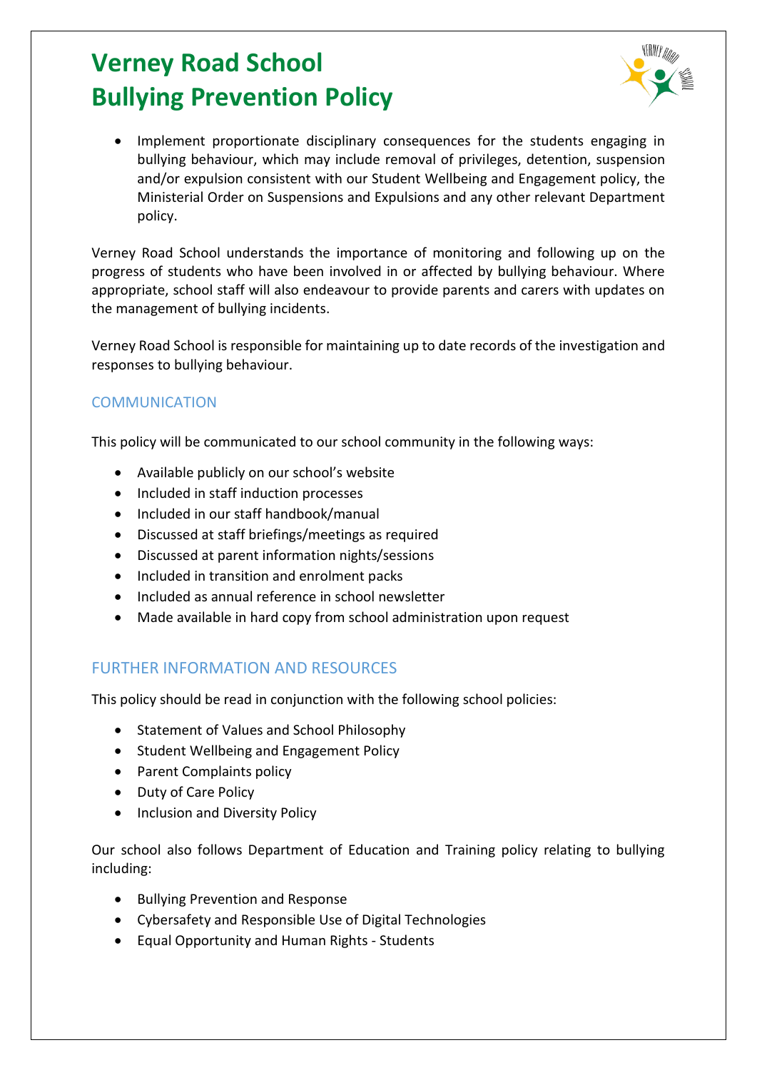- Implement proportionate disciplinary consequences for the students engaging in bullying behaviour, which may include removal of privileges, detention, suspension and/or expulsion consistent with our Student Wellbeing and Engagement policy, the Ministerial Order on Suspensions and Expulsions and any other relevant Department policy.

Verney Road School understands the importance of monitoring and following up on the progress of students who have been involved in or affected by bullying behaviour. Where appropriate, school staff will also endeavour to provide parents and carers with updates on the management of bullying incidents.

Verney Road School is responsible for maintaining up to date records of the investigation and responses to bullying behaviour.

## COMMUNICATION

This policy will be communicated to our school community in the following ways:

- Available publicly on our school's website
- Included in staff induction processes
- Included in our staff handbook/manual
- Discussed at staff briefings/meetings as required
- Discussed at parent information nights/sessions
- Included in transition and enrolment packs
- Included as annual reference in school newsletter
- Made available in hard copy from school administration upon request

## FURTHER INFORMATION AND RESOURCES

This policy should be read in conjunction with the following school policies:

- Statement of Values and School Philosophy
- Student Wellbeing and Engagement Policy
- Parent Complaints policy
- Duty of Care Policy
- Inclusion and Diversity Policy

Our school also follows Department of Education and Training policy relating to bullying including:

- Bullying Prevention and Response
- Cybersafety and Responsible Use of Digital Technologies
- Equal Opportunity and Human Rights - Students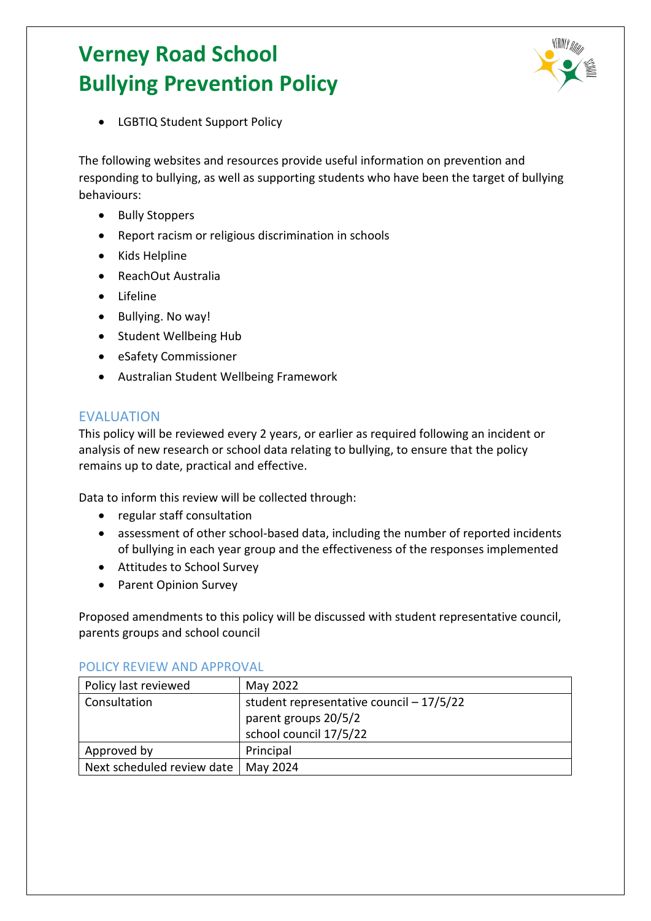- LGBTIQ Student Support Policy

The following websites and resources provide useful information on prevention and responding to bullying, as well as supporting students who have been the target of bullying behaviours:

- Bully Stoppers
- Report racism or religious discrimination in schools
- Kids Helpline
- ReachOut Australia
- Lifeline
- Bullying. No way!
- Student Wellbeing Hub
- eSafety Commissioner
- Australian Student Wellbeing Framework

## EVALUATION

This policy will be reviewed every 2 years, or earlier as required following an incident or analysis of new research or school data relating to bullying, to ensure that the policy remains up to date, practical and effective.

Data to inform this review will be collected through:

- regular staff consultation
- assessment of other school-based data, including the number of reported incidents of bullying in each year group and the effectiveness of the responses implemented
- Attitudes to School Survey
- Parent Opinion Survey

Proposed amendments to this policy will be discussed with student representative council, parents groups and school council

## POLICY REVIEW AND APPROVAL

| | |
|---|---|
| Policy last reviewed | May 2022 |
| Consultation | student representative council – 17/5/22<br>parent groups 20/5/2<br>school council 17/5/22 |
| Approved by | Principal |
| Next scheduled review date | May 2024 |